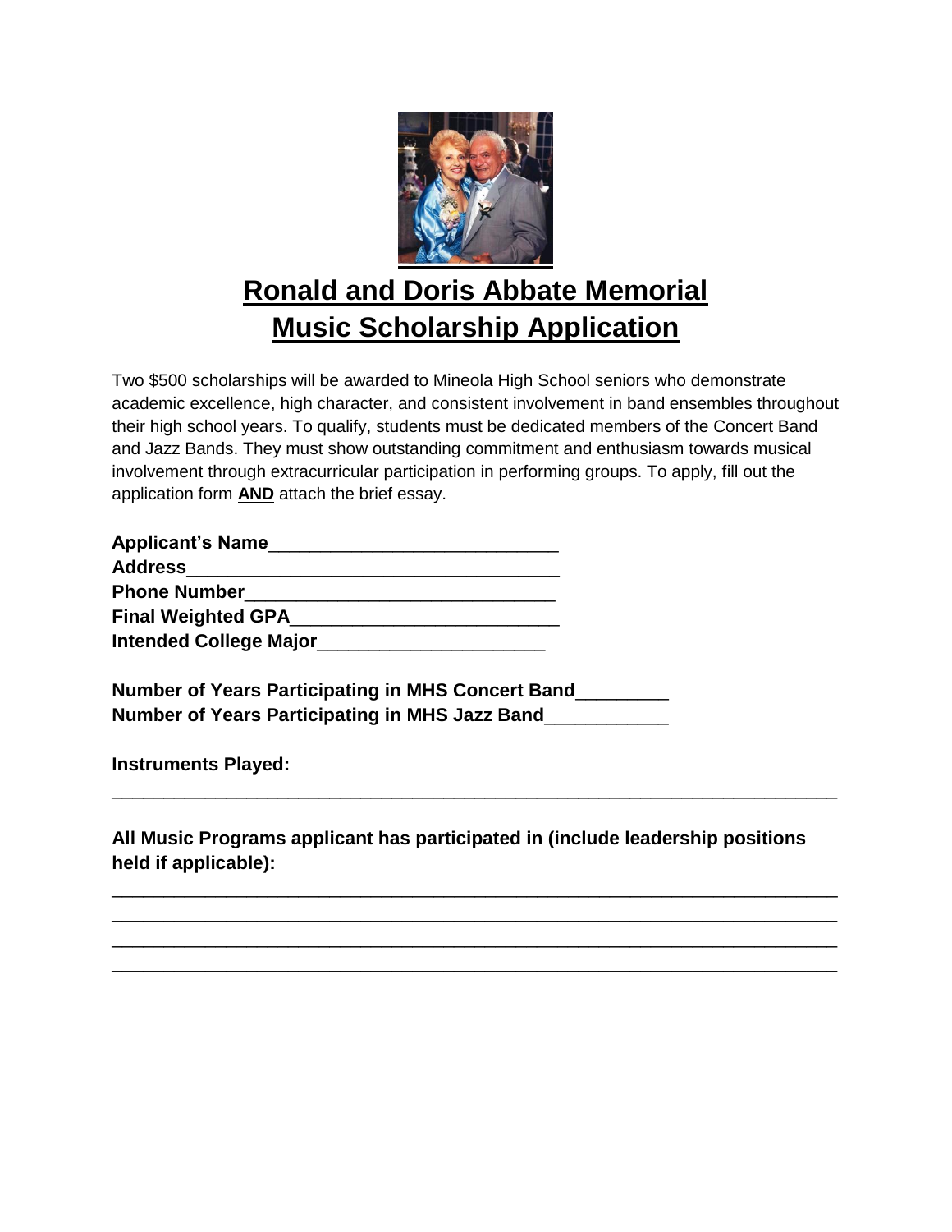# Ronald and Doris Abbate Memorial Music Scholarship Application

Two $500 scholarships will be awarded to Mineola High School seniors who demonstrate academic excellence, high character, and consistent involvement in band ensembles throughout their high school years. To qualify, students must be dedicated members of the Concert Band and Jazz Bands. They must show outstanding commitment and enthusiasm towards musical involvement through extracurricular participation in performing groups. To apply, fill out the application form **AND** attach the brief essay.

**Applicant's Name**____________________________

**Address**____________________________________

**Phone Number**______________________________

**Final Weighted GPA**__________________________

**Intended College Major**______________________

**Number of Years Participating in MHS Concert Band**_________

**Number of Years Participating in MHS Jazz Band**____________

**Instruments Played:**

______________________________________________________________________

**All Music Programs applicant has participated in (include leadership positions held if applicable):**

______________________________________________________________________

______________________________________________________________________

______________________________________________________________________

______________________________________________________________________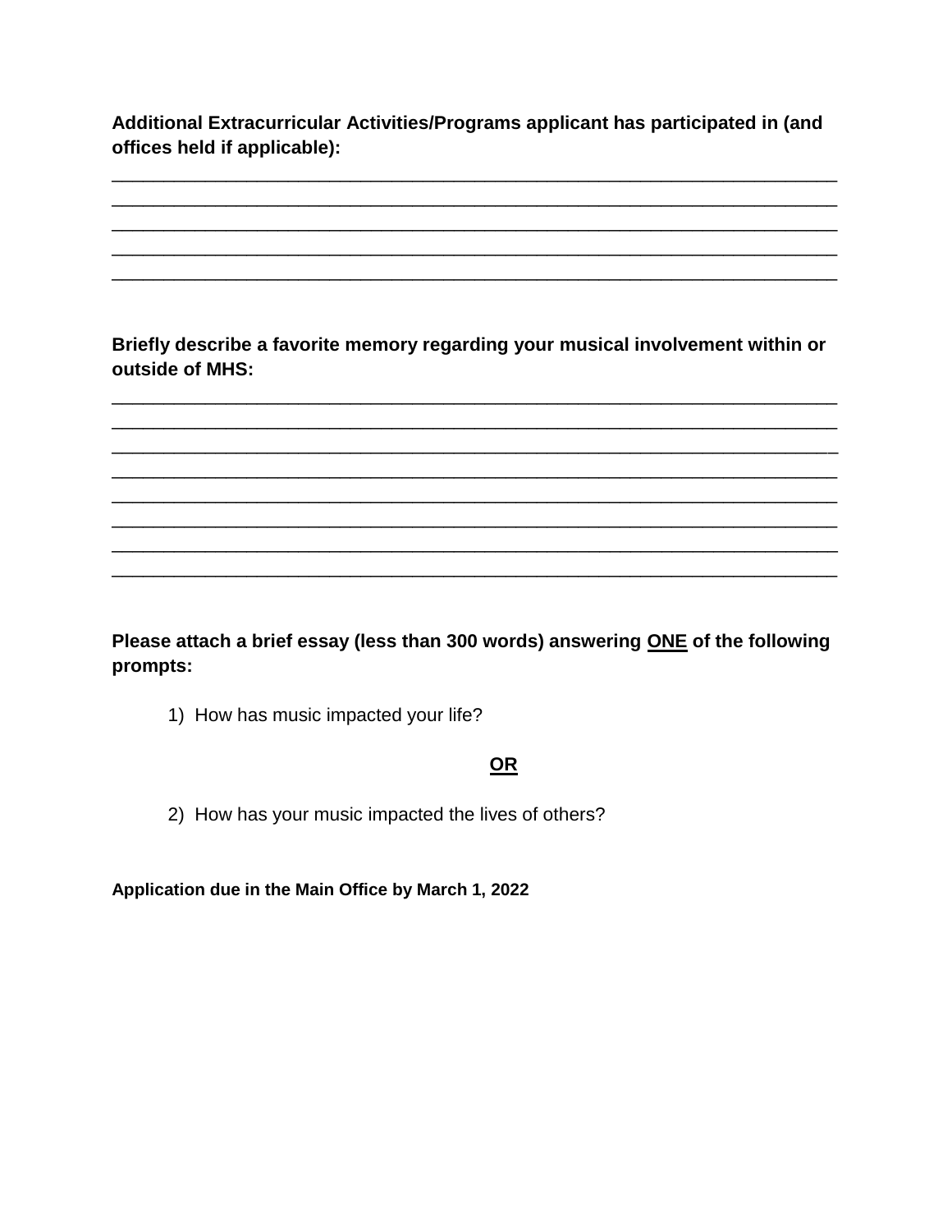**Additional Extracurricular Activities/Programs applicant has participated in (and offices held if applicable):**

____________________________________________________________________________
____________________________________________________________________________
____________________________________________________________________________
____________________________________________________________________________
____________________________________________________________________________

**Briefly describe a favorite memory regarding your musical involvement within or outside of MHS:**

____________________________________________________________________________
____________________________________________________________________________
____________________________________________________________________________
____________________________________________________________________________
____________________________________________________________________________
____________________________________________________________________________
____________________________________________________________________________
____________________________________________________________________________

**Please attach a brief essay (less than 300 words) answering <u>ONE</u> of the following prompts:**

1) How has music impacted your life?

**<u>OR</u>**

2) How has your music impacted the lives of others?

**Application due in the Main Office by March 1, 2022**